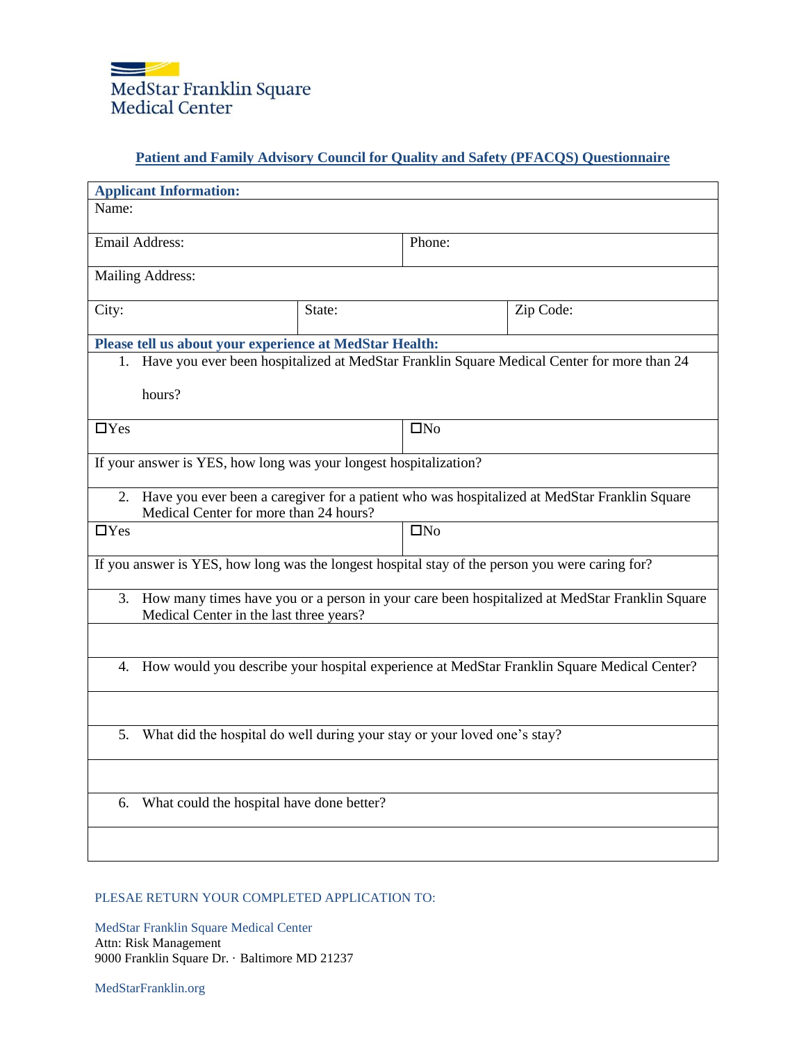MedStar Franklin Square
Medical Center

## Patient and Family Advisory Council for Quality and Safety (PFACQS) Questionnaire

**Applicant Information:**

| | | |
|---|---|---|
| Name: | | |
| Email Address: | Phone: | |
| Mailing Address: | | |
| City: | State: | Zip Code: |

**Please tell us about your experience at MedStar Health:**

1. Have you ever been hospitalized at MedStar Franklin Square Medical Center for more than 24 hours?

| | |
|---|---|
| ☐Yes | ☐No |

If your answer is YES, how long was your longest hospitalization?

2. Have you ever been a caregiver for a patient who was hospitalized at MedStar Franklin Square Medical Center for more than 24 hours?

| | |
|---|---|
| ☐Yes | ☐No |

If you answer is YES, how long was the longest hospital stay of the person you were caring for?

3. How many times have you or a person in your care been hospitalized at MedStar Franklin Square Medical Center in the last three years?

4. How would you describe your hospital experience at MedStar Franklin Square Medical Center?

5. What did the hospital do well during your stay or your loved one's stay?

6. What could the hospital have done better?

PLESAE RETURN YOUR COMPLETED APPLICATION TO:

MedStar Franklin Square Medical Center
Attn: Risk Management
9000 Franklin Square Dr. · Baltimore MD 21237

MedStarFranklin.org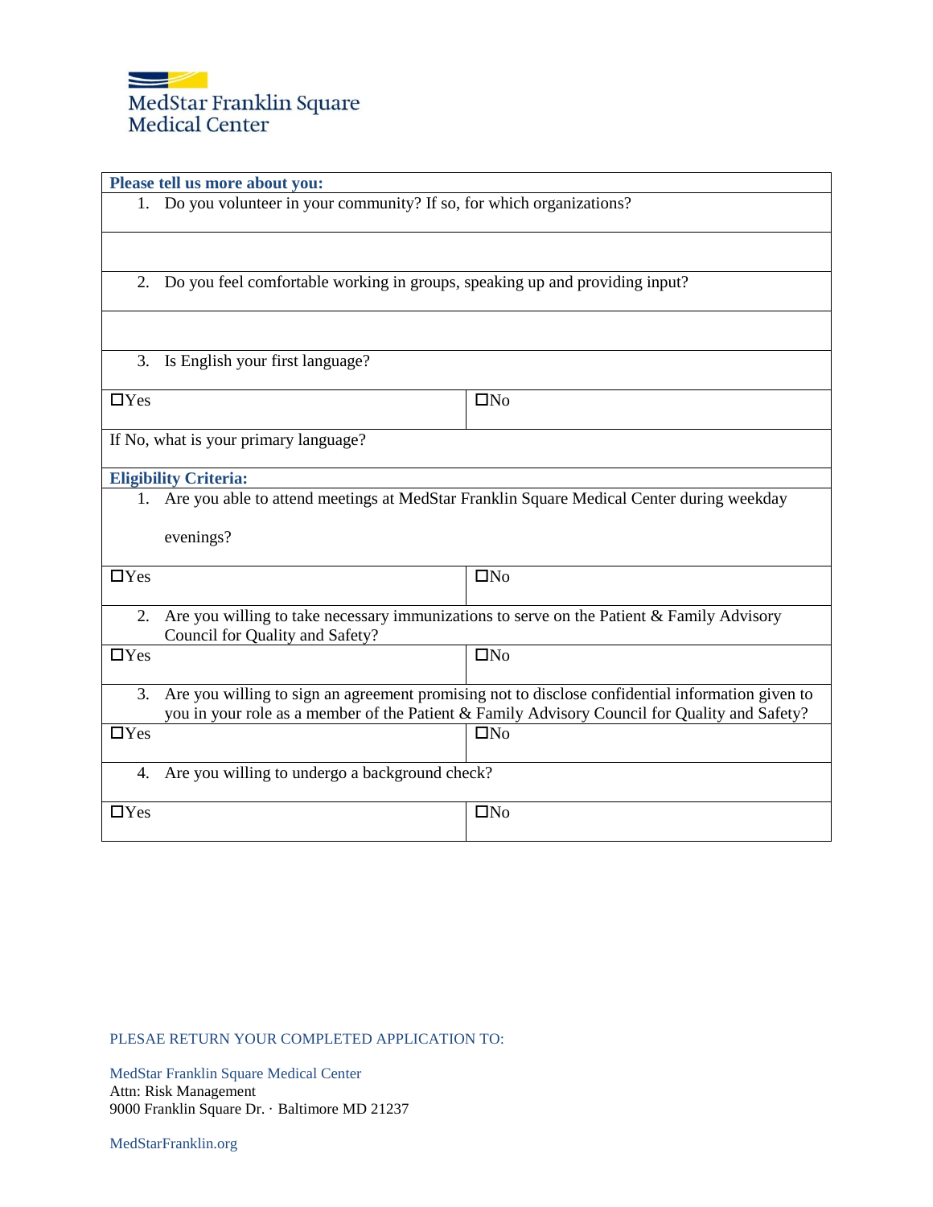MedStar Franklin Square Medical Center

| | |
|---|---|
| **Please tell us more about you:** | |
| 1. Do you volunteer in your community? If so, for which organizations? | |
| | |
| 2. Do you feel comfortable working in groups, speaking up and providing input? | |
| | |
| 3. Is English your first language? | |
| ☐Yes | ☐No |
| If No, what is your primary language? | |
| **Eligibility Criteria:** | |
| 1. Are you able to attend meetings at MedStar Franklin Square Medical Center during weekday evenings? | |
| ☐Yes | ☐No |
| 2. Are you willing to take necessary immunizations to serve on the Patient & Family Advisory Council for Quality and Safety? | |
| ☐Yes | ☐No |
| 3. Are you willing to sign an agreement promising not to disclose confidential information given to you in your role as a member of the Patient & Family Advisory Council for Quality and Safety? | |
| ☐Yes | ☐No |
| 4. Are you willing to undergo a background check? | |
| ☐Yes | ☐No |

PLESAE RETURN YOUR COMPLETED APPLICATION TO:

MedStar Franklin Square Medical Center
Attn: Risk Management
9000 Franklin Square Dr. · Baltimore MD 21237

MedStarFranklin.org